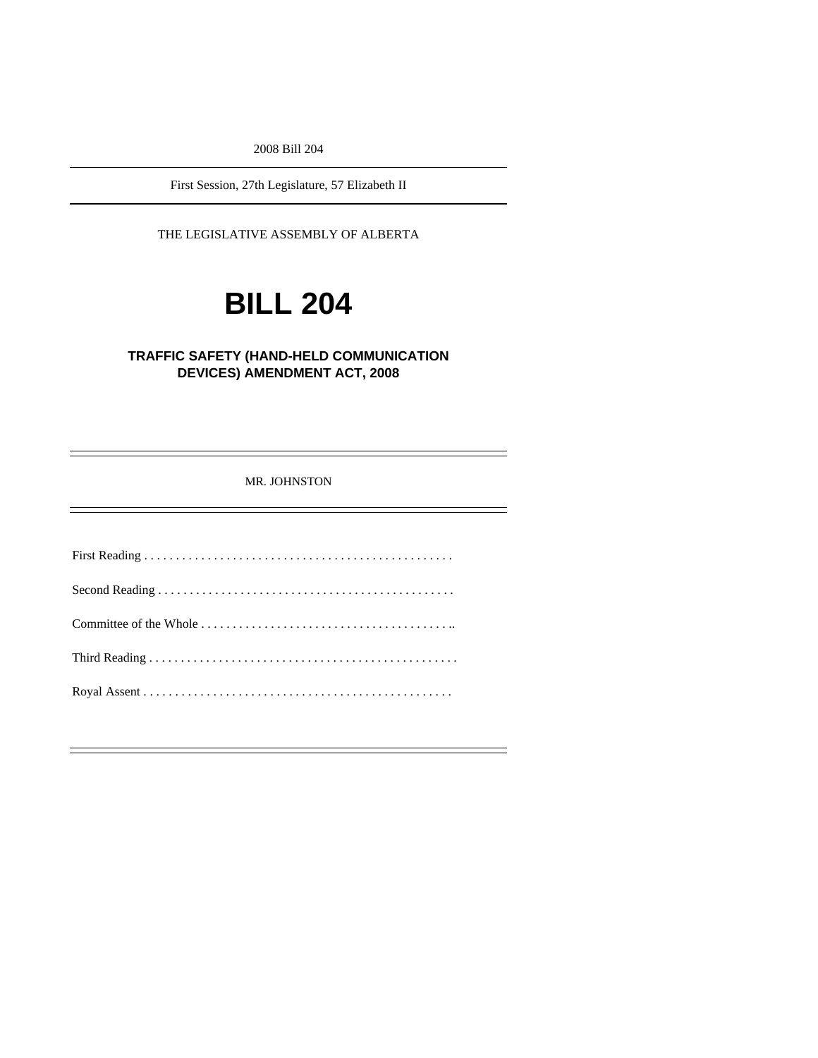2008 Bill 204

First Session, 27th Legislature, 57 Elizabeth II

THE LEGISLATIVE ASSEMBLY OF ALBERTA

# BILL 204

## TRAFFIC SAFETY (HAND-HELD COMMUNICATION DEVICES) AMENDMENT ACT, 2008

MR. JOHNSTON

First Reading . . . . . . . . . . . . . . . . . . . . . . . . . . . . . . . . . . . . . . . . . . . . . . . . .

Second Reading . . . . . . . . . . . . . . . . . . . . . . . . . . . . . . . . . . . . . . . . . . . . . . .

Committee of the Whole . . . . . . . . . . . . . . . . . . . . . . . . . . . . . . . . . . . . . . . ..

Third Reading . . . . . . . . . . . . . . . . . . . . . . . . . . . . . . . . . . . . . . . . . . . . . . . . .

Royal Assent . . . . . . . . . . . . . . . . . . . . . . . . . . . . . . . . . . . . . . . . . . . . . . . . .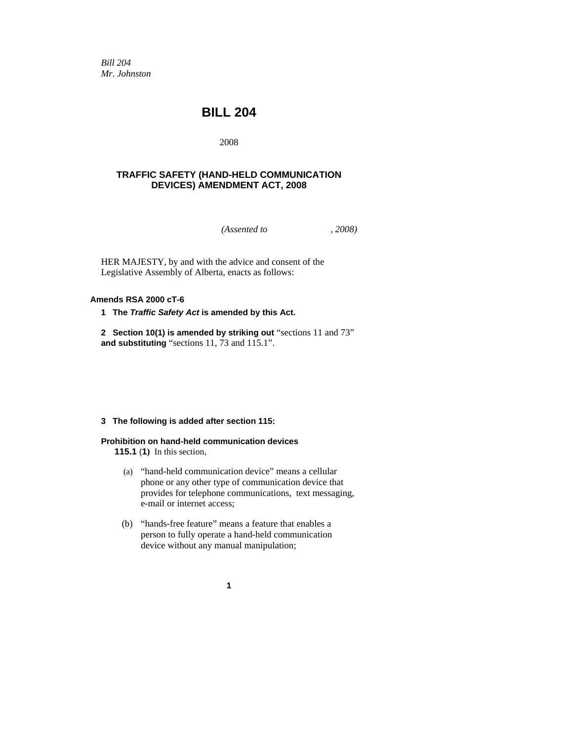*Bill 204*
*Mr. Johnston*

# BILL 204

2008

## TRAFFIC SAFETY (HAND-HELD COMMUNICATION DEVICES) AMENDMENT ACT, 2008

*(Assented to , 2008)*

HER MAJESTY, by and with the advice and consent of the Legislative Assembly of Alberta, enacts as follows:

**Amends RSA 2000 cT-6**

**1 The *Traffic Safety Act* is amended by this Act.**

**2 Section 10(1) is amended by striking out** "sections 11 and 73" **and substituting** "sections 11, 73 and 115.1".

**3 The following is added after section 115:**

**Prohibition on hand-held communication devices**

**115.1** (**1**) In this section,

(a) "hand-held communication device" means a cellular phone or any other type of communication device that provides for telephone communications, text messaging, e-mail or internet access;

(b) "hands-free feature" means a feature that enables a person to fully operate a hand-held communication device without any manual manipulation;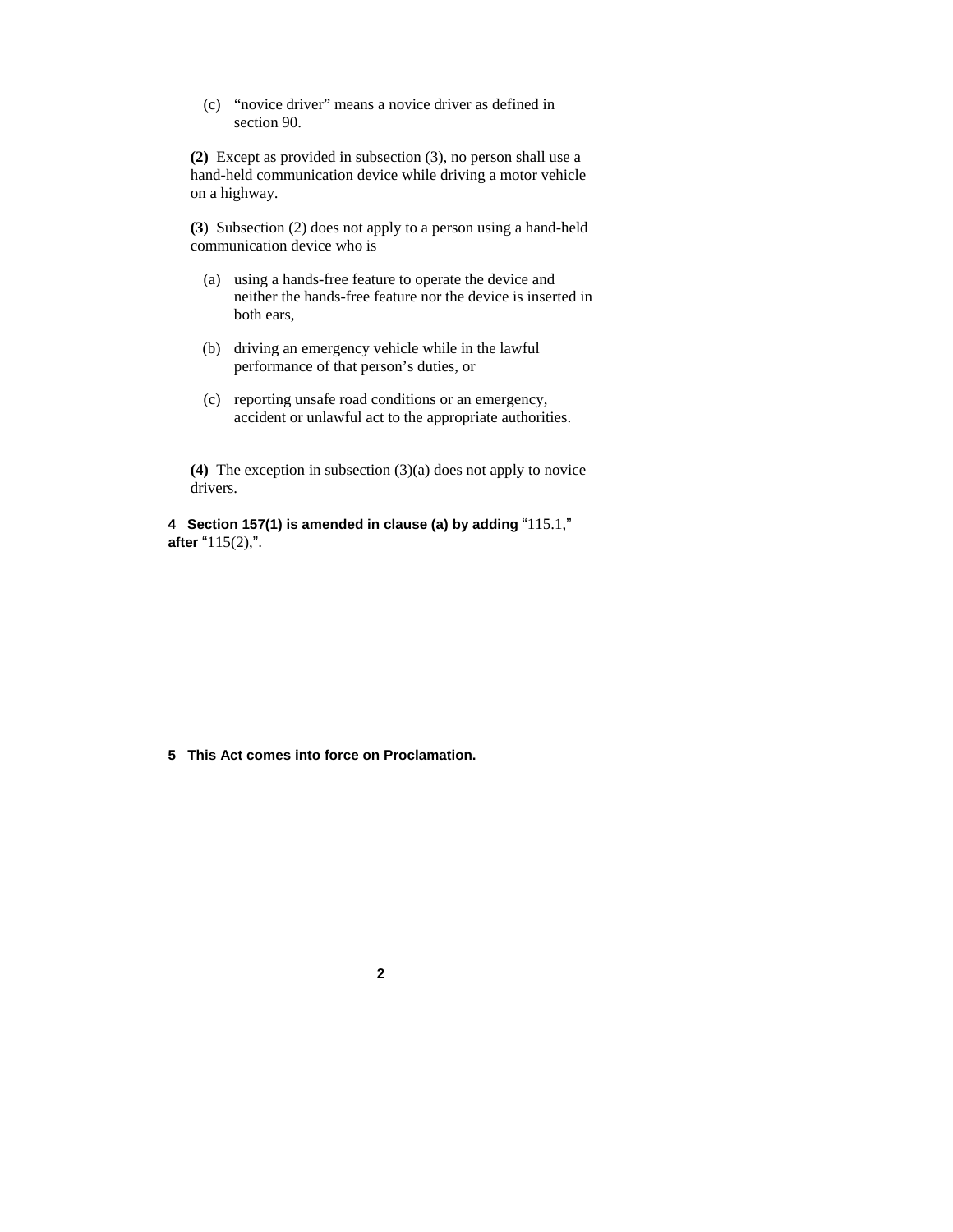(c) "novice driver" means a novice driver as defined in section 90.

**(2)** Except as provided in subsection (3), no person shall use a hand-held communication device while driving a motor vehicle on a highway.

**(3)** Subsection (2) does not apply to a person using a hand-held communication device who is

(a) using a hands-free feature to operate the device and neither the hands-free feature nor the device is inserted in both ears,

(b) driving an emergency vehicle while in the lawful performance of that person's duties, or

(c) reporting unsafe road conditions or an emergency, accident or unlawful act to the appropriate authorities.

**(4)** The exception in subsection (3)(a) does not apply to novice drivers.

**4 Section 157(1) is amended in clause (a) by adding** "115.1," **after** "115(2),".

**5 This Act comes into force on Proclamation.**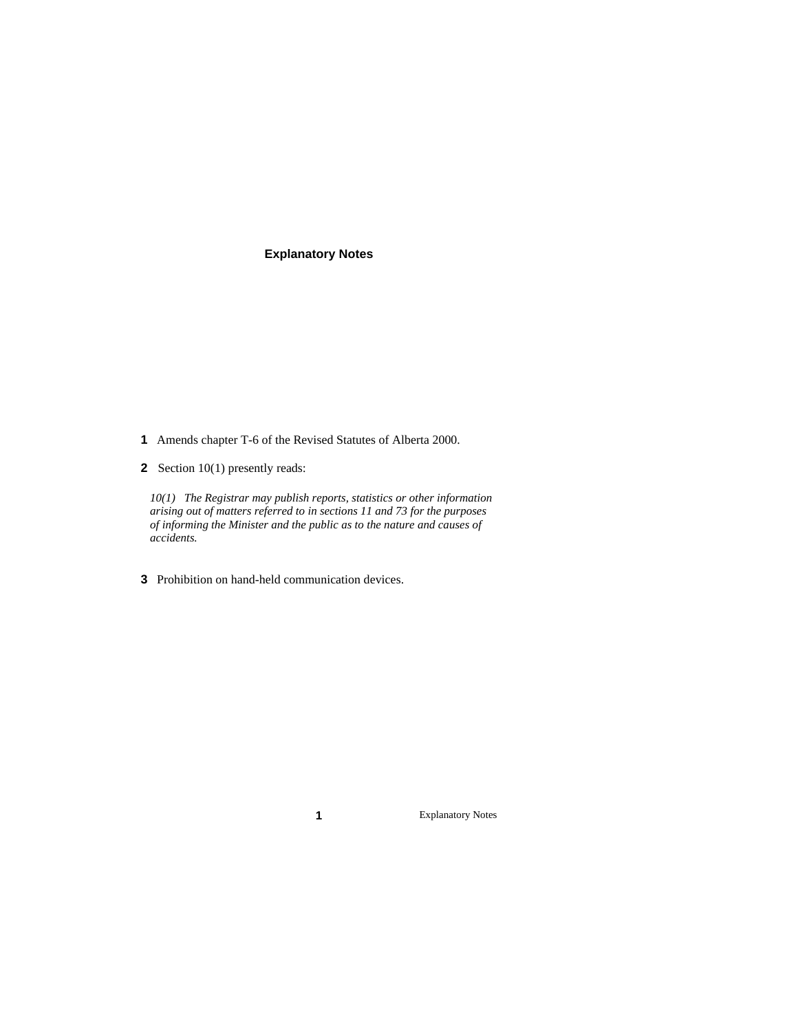## Explanatory Notes

**1** Amends chapter T-6 of the Revised Statutes of Alberta 2000.

**2** Section 10(1) presently reads:

*10(1) The Registrar may publish reports, statistics or other information arising out of matters referred to in sections 11 and 73 for the purposes of informing the Minister and the public as to the nature and causes of accidents.*

**3** Prohibition on hand-held communication devices.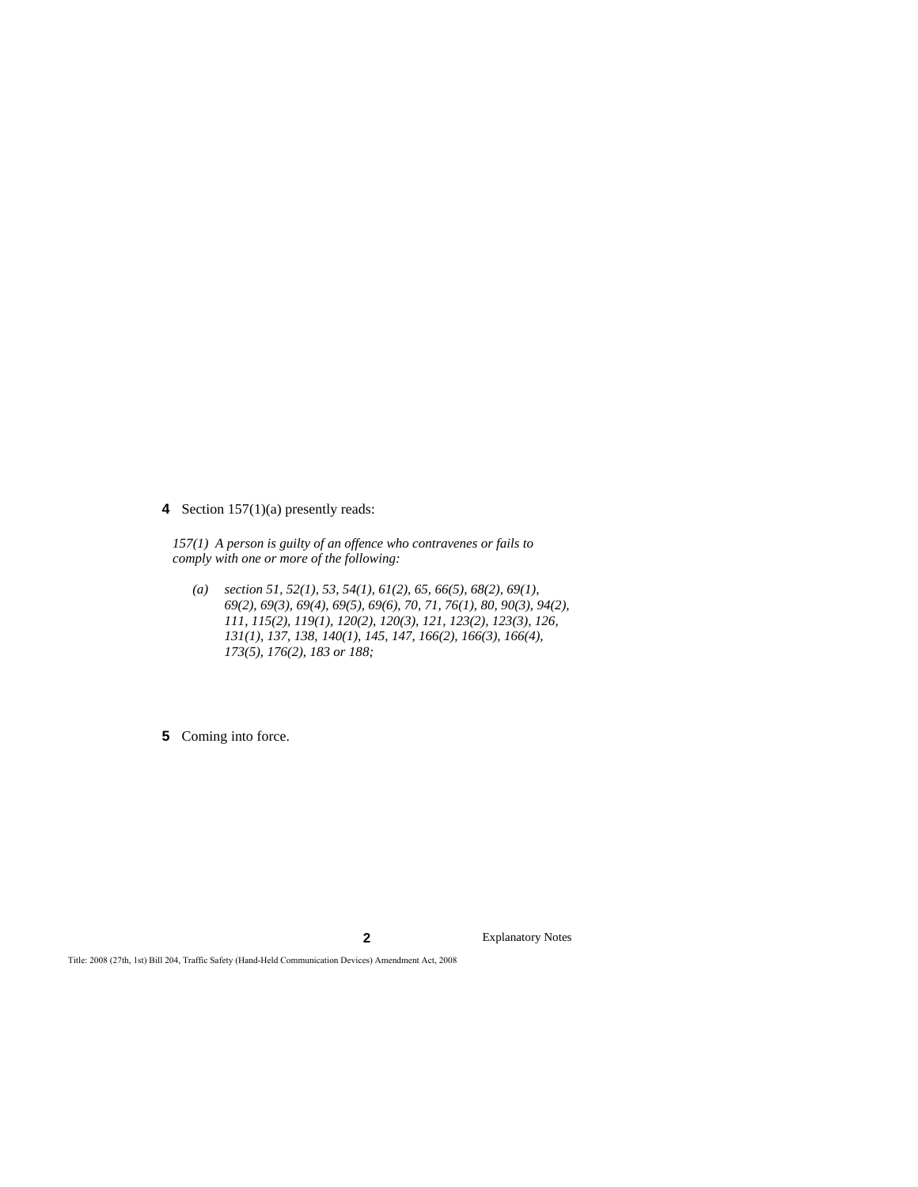**4** Section 157(1)(a) presently reads:

*157(1) A person is guilty of an offence who contravenes or fails to comply with one or more of the following:*

*(a) section 51, 52(1), 53, 54(1), 61(2), 65, 66(5), 68(2), 69(1), 69(2), 69(3), 69(4), 69(5), 69(6), 70, 71, 76(1), 80, 90(3), 94(2), 111, 115(2), 119(1), 120(2), 120(3), 121, 123(2), 123(3), 126, 131(1), 137, 138, 140(1), 145, 147, 166(2), 166(3), 166(4), 173(5), 176(2), 183 or 188;*

**5** Coming into force.